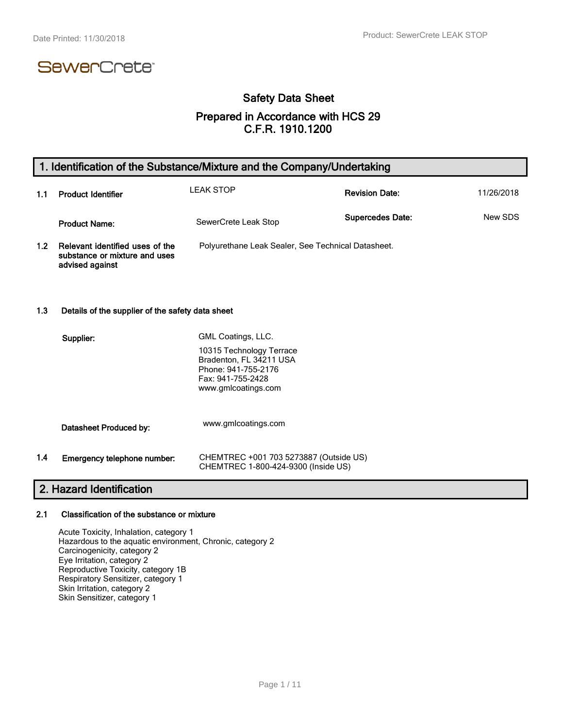SewerCrete™

# Safety Data Sheet

## Prepared in Accordance with HCS 29 C.F.R. 1910.1200

## 1. Identification of the Substance/Mixture and the Company/Undertaking

| | | | | |
|---|---|---|---|---|
| **1.1** | **Product Identifier** | LEAK STOP | **Revision Date:** | 11/26/2018 |
| | **Product Name:** | SewerCrete Leak Stop | **Supercedes Date:** | New SDS |
| **1.2** | **Relevant identified uses of the substance or mixture and uses advised against** | Polyurethane Leak Sealer, See Technical Datasheet. | | |

**1.3 Details of the supplier of the safety data sheet**

**Supplier:**

GML Coatings, LLC.
10315 Technology Terrace
Bradenton, FL 34211 USA
Phone: 941-755-2176
Fax: 941-755-2428
www.gmlcoatings.com

**Datasheet Produced by:** www.gmlcoatings.com

**1.4 Emergency telephone number:**

CHEMTREC +001 703 5273887 (Outside US)
CHEMTREC 1-800-424-9300 (Inside US)

## 2. Hazard Identification

**2.1 Classification of the substance or mixture**

Acute Toxicity, Inhalation, category 1
Hazardous to the aquatic environment, Chronic, category 2
Carcinogenicity, category 2
Eye Irritation, category 2
Reproductive Toxicity, category 1B
Respiratory Sensitizer, category 1
Skin Irritation, category 2
Skin Sensitizer, category 1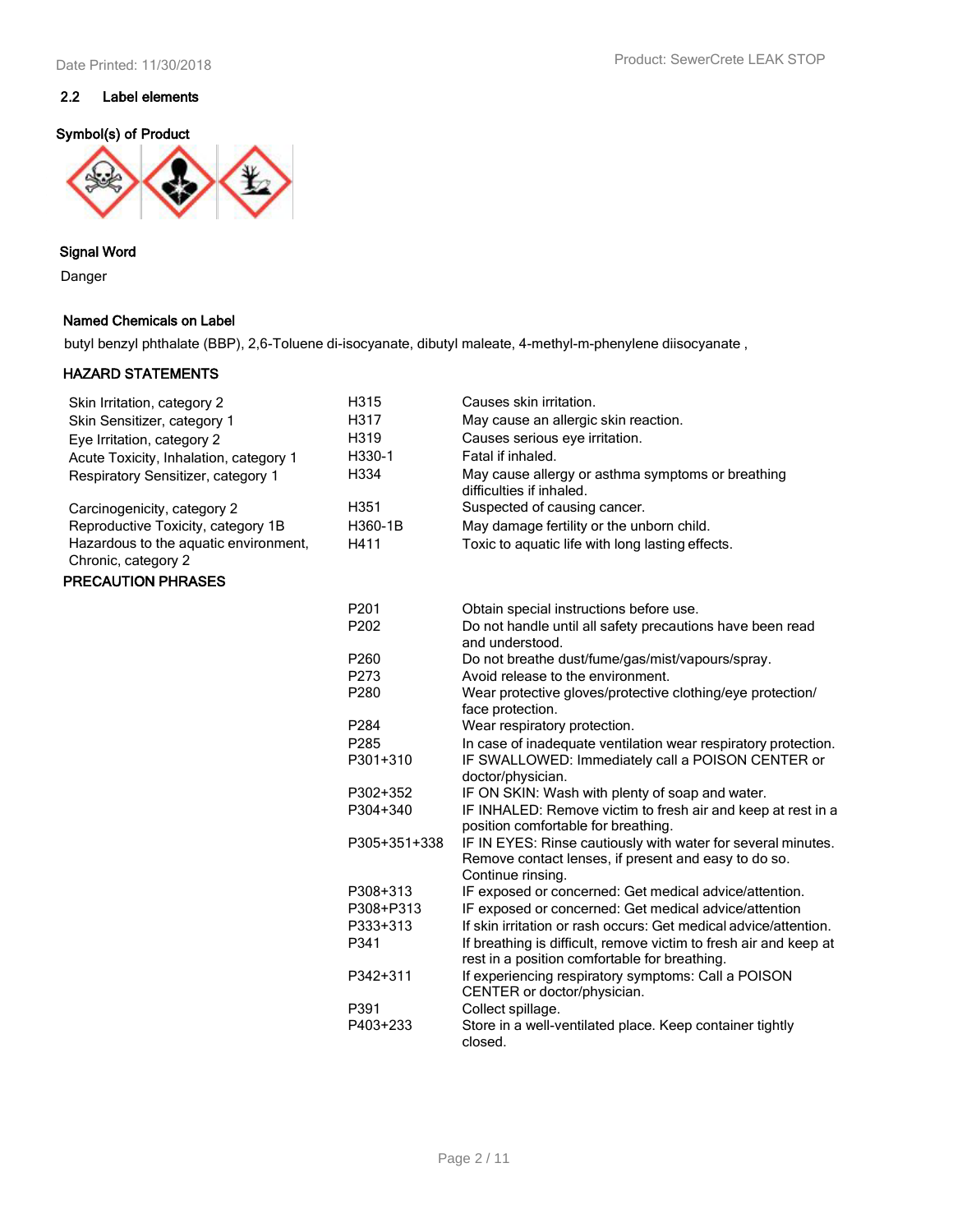### 2.2 Label elements

**Symbol(s) of Product**

**Signal Word**

Danger

**Named Chemicals on Label**

butyl benzyl phthalate (BBP), 2,6-Toluene di-isocyanate, dibutyl maleate, 4-methyl-m-phenylene diisocyanate ,

**HAZARD STATEMENTS**

| | | |
|---|---|---|
| Skin Irritation, category 2 | H315 | Causes skin irritation. |
| Skin Sensitizer, category 1 | H317 | May cause an allergic skin reaction. |
| Eye Irritation, category 2 | H319 | Causes serious eye irritation. |
| Acute Toxicity, Inhalation, category 1 | H330-1 | Fatal if inhaled. |
| Respiratory Sensitizer, category 1 | H334 | May cause allergy or asthma symptoms or breathing difficulties if inhaled. |
| Carcinogenicity, category 2 | H351 | Suspected of causing cancer. |
| Reproductive Toxicity, category 1B | H360-1B | May damage fertility or the unborn child. |
| Hazardous to the aquatic environment, Chronic, category 2 | H411 | Toxic to aquatic life with long lasting effects. |

**PRECAUTION PHRASES**

| | |
|---|---|
| P201 | Obtain special instructions before use. |
| P202 | Do not handle until all safety precautions have been read and understood. |
| P260 | Do not breathe dust/fume/gas/mist/vapours/spray. |
| P273 | Avoid release to the environment. |
| P280 | Wear protective gloves/protective clothing/eye protection/ face protection. |
| P284 | Wear respiratory protection. |
| P285 | In case of inadequate ventilation wear respiratory protection. |
| P301+310 | IF SWALLOWED: Immediately call a POISON CENTER or doctor/physician. |
| P302+352 | IF ON SKIN: Wash with plenty of soap and water. |
| P304+340 | IF INHALED: Remove victim to fresh air and keep at rest in a position comfortable for breathing. |
| P305+351+338 | IF IN EYES: Rinse cautiously with water for several minutes. Remove contact lenses, if present and easy to do so. Continue rinsing. |
| P308+313 | IF exposed or concerned: Get medical advice/attention. |
| P308+P313 | IF exposed or concerned: Get medical advice/attention |
| P333+313 | If skin irritation or rash occurs: Get medical advice/attention. |
| P341 | If breathing is difficult, remove victim to fresh air and keep at rest in a position comfortable for breathing. |
| P342+311 | If experiencing respiratory symptoms: Call a POISON CENTER or doctor/physician. |
| P391 | Collect spillage. |
| P403+233 | Store in a well-ventilated place. Keep container tightly closed. |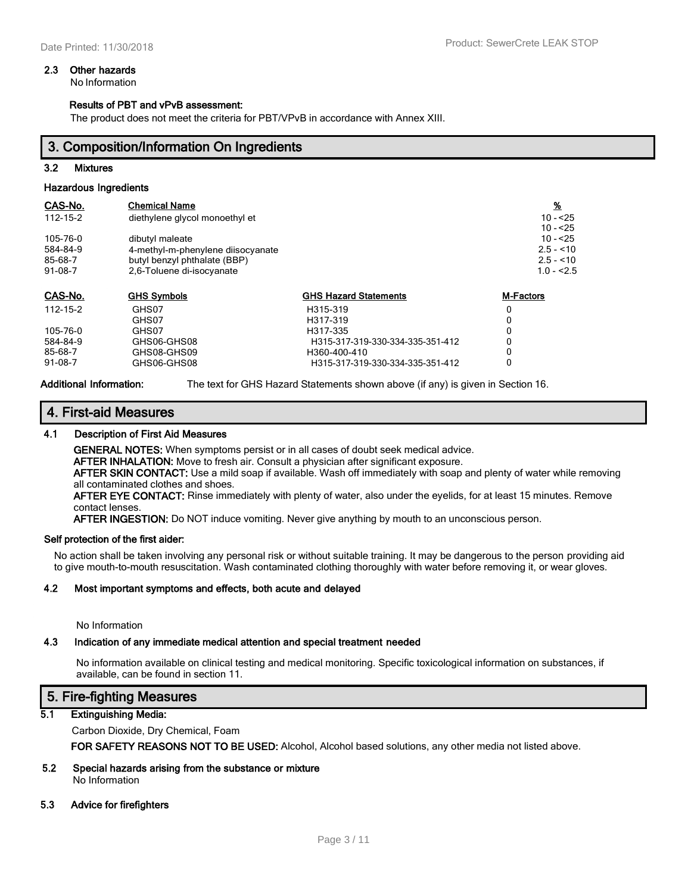### 2.3 Other hazards

No Information

**Results of PBT and vPvB assessment:**

The product does not meet the criteria for PBT/VPvB in accordance with Annex XIII.

## 3. Composition/Information On Ingredients

### 3.2 Mixtures

**Hazardous Ingredients**

| CAS-No. | Chemical Name | % |
|---|---|---|
| 112-15-2 | diethylene glycol monoethyl et | 10 - <25 |
| | | 10 - <25 |
| 105-76-0 | dibutyl maleate | 10 - <25 |
| 584-84-9 | 4-methyl-m-phenylene diisocyanate | 2.5 - <10 |
| 85-68-7 | butyl benzyl phthalate (BBP) | 2.5 - <10 |
| 91-08-7 | 2,6-Toluene di-isocyanate | 1.0 - <2.5 |

| CAS-No. | GHS Symbols | GHS Hazard Statements | M-Factors |
|---|---|---|---|
| 112-15-2 | GHS07 | H315-319 | 0 |
| | GHS07 | H317-319 | 0 |
| 105-76-0 | GHS07 | H317-335 | 0 |
| 584-84-9 | GHS06-GHS08 | H315-317-319-330-334-335-351-412 | 0 |
| 85-68-7 | GHS08-GHS09 | H360-400-410 | 0 |
| 91-08-7 | GHS06-GHS08 | H315-317-319-330-334-335-351-412 | 0 |

**Additional Information:** The text for GHS Hazard Statements shown above (if any) is given in Section 16.

## 4. First-aid Measures

### 4.1 Description of First Aid Measures

**GENERAL NOTES:** When symptoms persist or in all cases of doubt seek medical advice.

**AFTER INHALATION:** Move to fresh air. Consult a physician after significant exposure.

**AFTER SKIN CONTACT:** Use a mild soap if available. Wash off immediately with soap and plenty of water while removing all contaminated clothes and shoes.

**AFTER EYE CONTACT:** Rinse immediately with plenty of water, also under the eyelids, for at least 15 minutes. Remove contact lenses.

**AFTER INGESTION:** Do NOT induce vomiting. Never give anything by mouth to an unconscious person.

**Self protection of the first aider:**

No action shall be taken involving any personal risk or without suitable training. It may be dangerous to the person providing aid to give mouth-to-mouth resuscitation. Wash contaminated clothing thoroughly with water before removing it, or wear gloves.

### 4.2 Most important symptoms and effects, both acute and delayed

No Information

### 4.3 Indication of any immediate medical attention and special treatment needed

No information available on clinical testing and medical monitoring. Specific toxicological information on substances, if available, can be found in section 11.

## 5. Fire-fighting Measures

### 5.1 Extinguishing Media:

Carbon Dioxide, Dry Chemical, Foam

**FOR SAFETY REASONS NOT TO BE USED:** Alcohol, Alcohol based solutions, any other media not listed above.

### 5.2 Special hazards arising from the substance or mixture

No Information

### 5.3 Advice for firefighters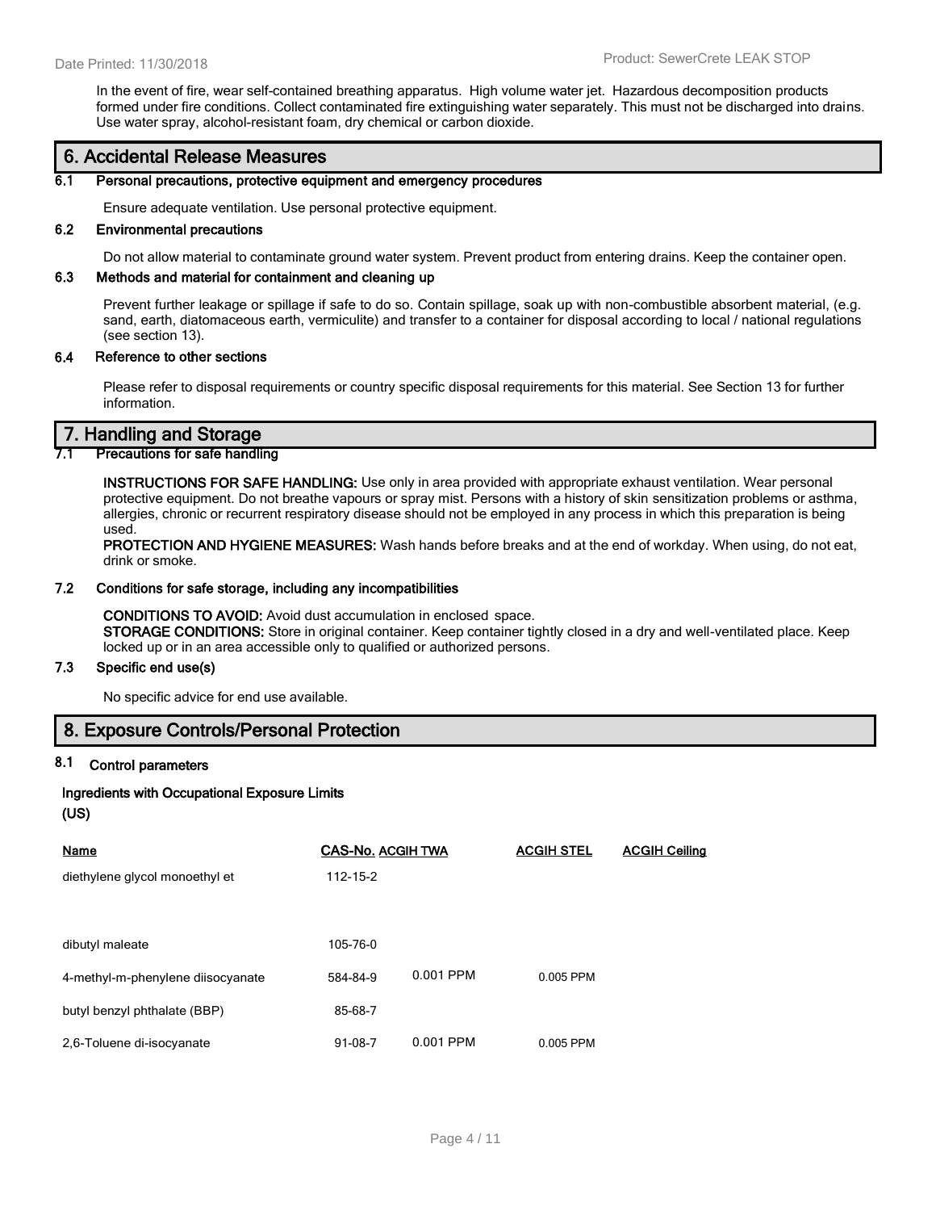In the event of fire, wear self-contained breathing apparatus. High volume water jet. Hazardous decomposition products formed under fire conditions. Collect contaminated fire extinguishing water separately. This must not be discharged into drains. Use water spray, alcohol-resistant foam, dry chemical or carbon dioxide.

## 6. Accidental Release Measures

### 6.1 Personal precautions, protective equipment and emergency procedures

Ensure adequate ventilation. Use personal protective equipment.

### 6.2 Environmental precautions

Do not allow material to contaminate ground water system. Prevent product from entering drains. Keep the container open.

### 6.3 Methods and material for containment and cleaning up

Prevent further leakage or spillage if safe to do so. Contain spillage, soak up with non-combustible absorbent material, (e.g. sand, earth, diatomaceous earth, vermiculite) and transfer to a container for disposal according to local / national regulations (see section 13).

### 6.4 Reference to other sections

Please refer to disposal requirements or country specific disposal requirements for this material. See Section 13 for further information.

## 7. Handling and Storage

### 7.1 Precautions for safe handling

**INSTRUCTIONS FOR SAFE HANDLING:** Use only in area provided with appropriate exhaust ventilation. Wear personal protective equipment. Do not breathe vapours or spray mist. Persons with a history of skin sensitization problems or asthma, allergies, chronic or recurrent respiratory disease should not be employed in any process in which this preparation is being used.

**PROTECTION AND HYGIENE MEASURES:** Wash hands before breaks and at the end of workday. When using, do not eat, drink or smoke.

### 7.2 Conditions for safe storage, including any incompatibilities

**CONDITIONS TO AVOID:** Avoid dust accumulation in enclosed space.

**STORAGE CONDITIONS:** Store in original container. Keep container tightly closed in a dry and well-ventilated place. Keep locked up or in an area accessible only to qualified or authorized persons.

### 7.3 Specific end use(s)

No specific advice for end use available.

## 8. Exposure Controls/Personal Protection

### 8.1 Control parameters

**Ingredients with Occupational Exposure Limits (US)**

| Name | CAS-No. | ACGIH TWA | ACGIH STEL | ACGIH Ceiling |
|---|---|---|---|---|
| diethylene glycol monoethyl et | 112-15-2 | | | |
| dibutyl maleate | 105-76-0 | | | |
| 4-methyl-m-phenylene diisocyanate | 584-84-9 | 0.001 PPM | 0.005 PPM | |
| butyl benzyl phthalate (BBP) | 85-68-7 | | | |
| 2,6-Toluene di-isocyanate | 91-08-7 | 0.001 PPM | 0.005 PPM | |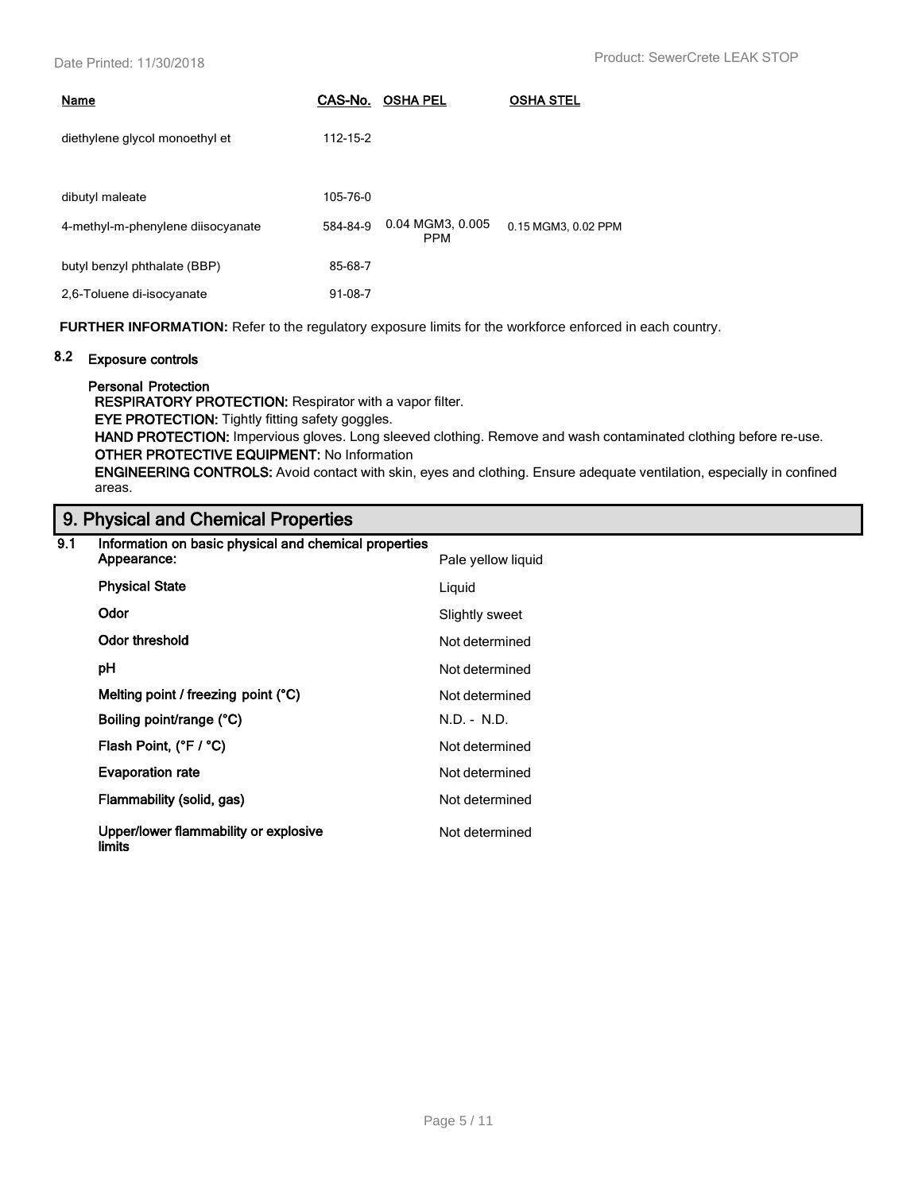| Name | CAS-No. | OSHA PEL | OSHA STEL |
|---|---|---|---|
| diethylene glycol monoethyl et | 112-15-2 | | |
| dibutyl maleate | 105-76-0 | | |
| 4-methyl-m-phenylene diisocyanate | 584-84-9 | 0.04 MGM3, 0.005 PPM | 0.15 MGM3, 0.02 PPM |
| butyl benzyl phthalate (BBP) | 85-68-7 | | |
| 2,6-Toluene di-isocyanate | 91-08-7 | | |

**FURTHER INFORMATION:** Refer to the regulatory exposure limits for the workforce enforced in each country.

### 8.2 Exposure controls

**Personal Protection**

**RESPIRATORY PROTECTION:** Respirator with a vapor filter.

**EYE PROTECTION:** Tightly fitting safety goggles.

**HAND PROTECTION:** Impervious gloves. Long sleeved clothing. Remove and wash contaminated clothing before re-use.

**OTHER PROTECTIVE EQUIPMENT:** No Information

**ENGINEERING CONTROLS:** Avoid contact with skin, eyes and clothing. Ensure adequate ventilation, especially in confined areas.

## 9. Physical and Chemical Properties

### 9.1 Information on basic physical and chemical properties

| | |
|---|---|
| **Appearance:** | Pale yellow liquid |
| **Physical State** | Liquid |
| **Odor** | Slightly sweet |
| **Odor threshold** | Not determined |
| **pH** | Not determined |
| **Melting point / freezing point (°C)** | Not determined |
| **Boiling point/range (°C)** | N.D. - N.D. |
| **Flash Point, (°F / °C)** | Not determined |
| **Evaporation rate** | Not determined |
| **Flammability (solid, gas)** | Not determined |
| **Upper/lower flammability or explosive limits** | Not determined |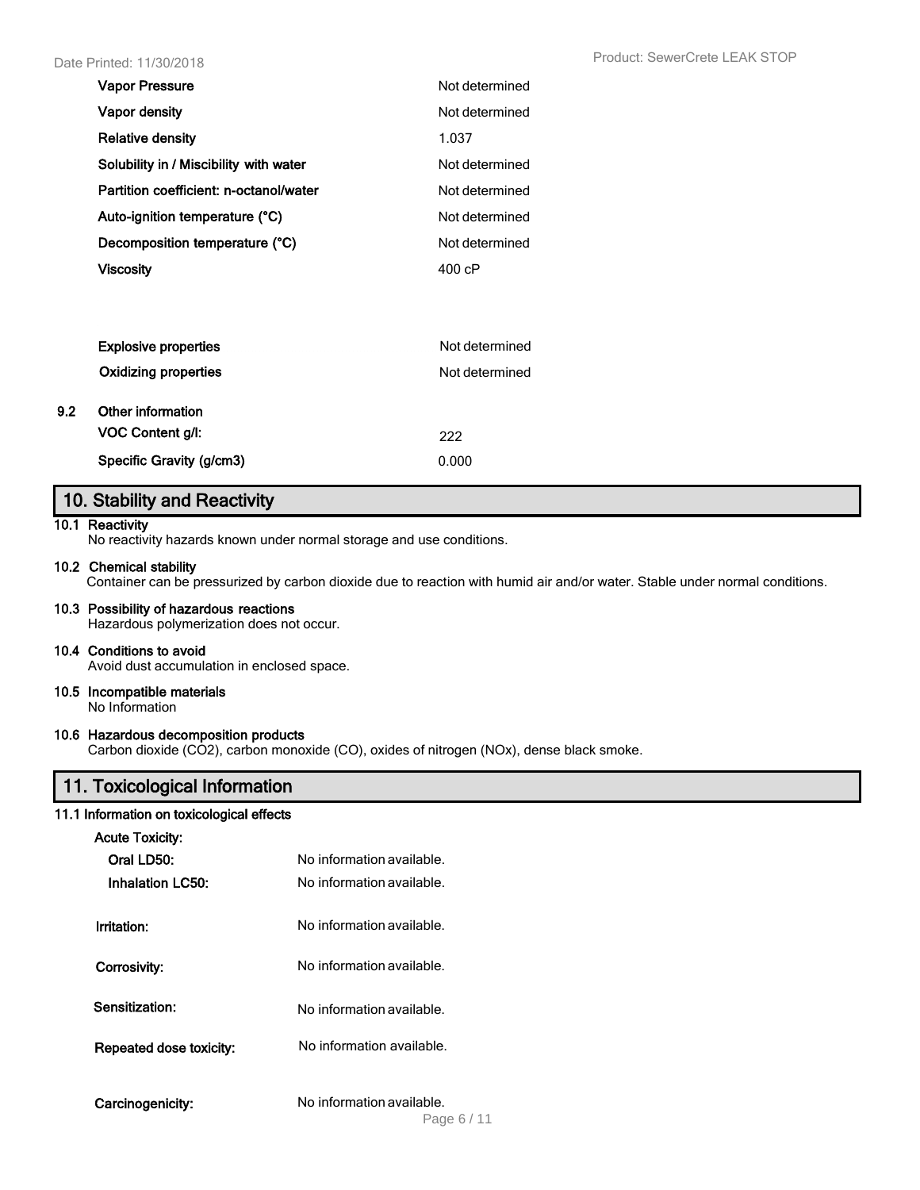| | |
|---|---|
| **Vapor Pressure** | Not determined |
| **Vapor density** | Not determined |
| **Relative density** | 1.037 |
| **Solubility in / Miscibility with water** | Not determined |
| **Partition coefficient: n-octanol/water** | Not determined |
| **Auto-ignition temperature (°C)** | Not determined |
| **Decomposition temperature (°C)** | Not determined |
| **Viscosity** | 400 cP |
| **Explosive properties** | Not determined |
| **Oxidizing properties** | Not determined |

**9.2 Other information**

| | |
|---|---|
| **VOC Content g/l:** | 222 |
| **Specific Gravity (g/cm3)** | 0.000 |

## 10. Stability and Reactivity

**10.1 Reactivity**
No reactivity hazards known under normal storage and use conditions.

**10.2 Chemical stability**
Container can be pressurized by carbon dioxide due to reaction with humid air and/or water. Stable under normal conditions.

**10.3 Possibility of hazardous reactions**
Hazardous polymerization does not occur.

**10.4 Conditions to avoid**
Avoid dust accumulation in enclosed space.

**10.5 Incompatible materials**
No Information

**10.6 Hazardous decomposition products**
Carbon dioxide ($CO_2$), carbon monoxide (CO), oxides of nitrogen (NOx), dense black smoke.

## 11. Toxicological Information

**11.1 Information on toxicological effects**

**Acute Toxicity:**

| | |
|---|---|
| **Oral LD50:** | No information available. |
| **Inhalation LC50:** | No information available. |
| **Irritation:** | No information available. |
| **Corrosivity:** | No information available. |
| **Sensitization:** | No information available. |
| **Repeated dose toxicity:** | No information available. |
| **Carcinogenicity:** | No information available. |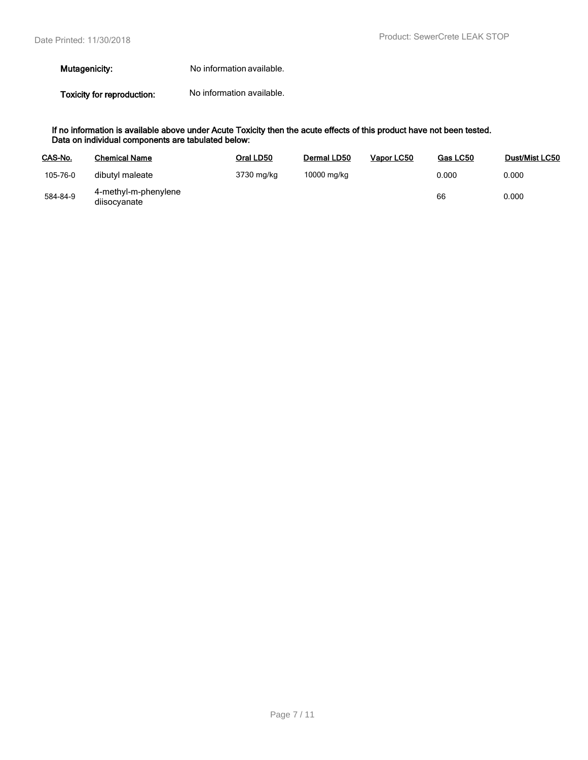**Mutagenicity:** No information available.

**Toxicity for reproduction:** No information available.

**If no information is available above under Acute Toxicity then the acute effects of this product have not been tested. Data on individual components are tabulated below:**

| CAS-No. | Chemical Name | Oral LD50 | Dermal LD50 | Vapor LC50 | Gas LC50 | Dust/Mist LC50 |
|---|---|---|---|---|---|---|
| 105-76-0 | dibutyl maleate | 3730 mg/kg | 10000 mg/kg | | 0.000 | 0.000 |
| 584-84-9 | 4-methyl-m-phenylene diisocyanate | | | | 66 | 0.000 |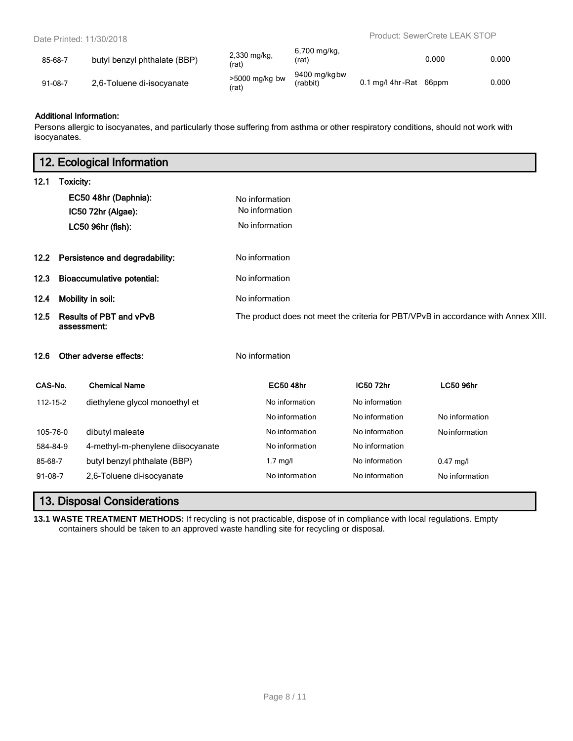| | | | | | | |
|---|---|---|---|---|---|---|
| 85-68-7 | butyl benzyl phthalate (BBP) | 2,330 mg/kg, (rat) | 6,700 mg/kg, (rat) | | 0.000 | 0.000 |
| 91-08-7 | 2,6-Toluene di-isocyanate | >5000 mg/kg bw (rat) | 9400 mg/kgbw (rabbit) | 0.1 mg/l 4hr-Rat | 66ppm | 0.000 |

**Additional Information:**
Persons allergic to isocyanates, and particularly those suffering from asthma or other respiratory conditions, should not work with isocyanates.

## 12. Ecological Information

**12.1 Toxicity:**

| | |
|---|---|
| **EC50 48hr (Daphnia):** | No information |
| **IC50 72hr (Algae):** | No information |
| **LC50 96hr (fish):** | No information |

| | |
|---|---|
| **12.2 Persistence and degradability:** | No information |
| **12.3 Bioaccumulative potential:** | No information |
| **12.4 Mobility in soil:** | No information |
| **12.5 Results of PBT and vPvB assessment:** | The product does not meet the criteria for PBT/VPvB in accordance with Annex XIII. |
| **12.6 Other adverse effects:** | No information |

| CAS-No. | Chemical Name | EC50 48hr | IC50 72hr | LC50 96hr |
|---|---|---|---|---|
| 112-15-2 | diethylene glycol monoethyl et | No information | No information | |
| | | No information | No information | No information |
| 105-76-0 | dibutyl maleate | No information | No information | No information |
| 584-84-9 | 4-methyl-m-phenylene diisocyanate | No information | No information | |
| 85-68-7 | butyl benzyl phthalate (BBP) | 1.7 mg/l | No information | 0.47 mg/l |
| 91-08-7 | 2,6-Toluene di-isocyanate | No information | No information | No information |

## 13. Disposal Considerations

**13.1 WASTE TREATMENT METHODS:** If recycling is not practicable, dispose of in compliance with local regulations. Empty containers should be taken to an approved waste handling site for recycling or disposal.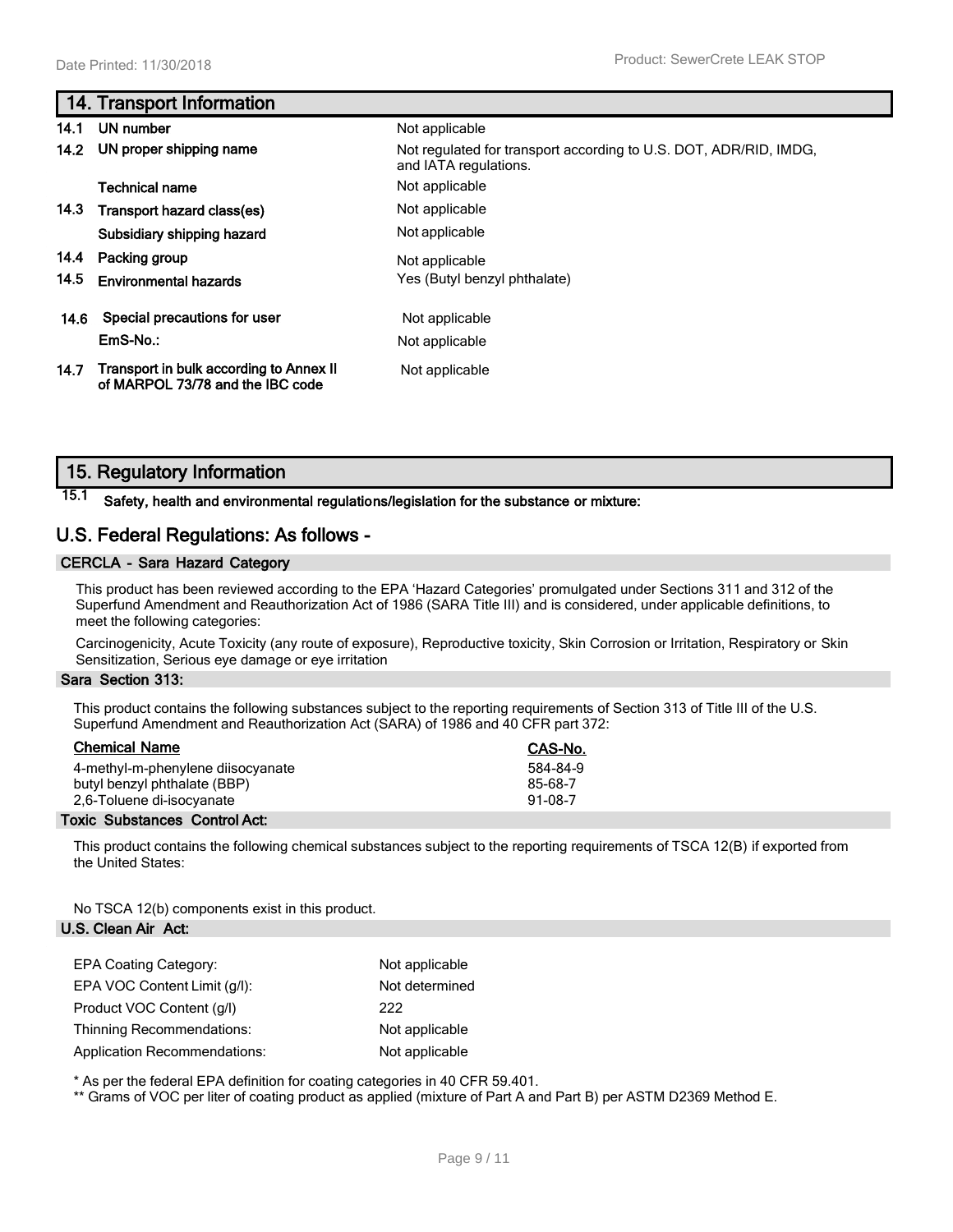## 14. Transport Information

| | | |
|---|---|---|
| 14.1 | UN number | Not applicable |
| 14.2 | UN proper shipping name | Not regulated for transport according to U.S. DOT, ADR/RID, IMDG, and IATA regulations. |
| | Technical name | Not applicable |
| 14.3 | Transport hazard class(es) | Not applicable |
| | Subsidiary shipping hazard | Not applicable |
| 14.4 | Packing group | Not applicable |
| 14.5 | Environmental hazards | Yes (Butyl benzyl phthalate) |
| 14.6 | Special precautions for user | Not applicable |
| | EmS-No.: | Not applicable |
| 14.7 | Transport in bulk according to Annex II of MARPOL 73/78 and the IBC code | Not applicable |

## 15. Regulatory Information

**15.1 Safety, health and environmental regulations/legislation for the substance or mixture:**

## U.S. Federal Regulations: As follows -

### CERCLA - Sara Hazard Category

This product has been reviewed according to the EPA 'Hazard Categories' promulgated under Sections 311 and 312 of the Superfund Amendment and Reauthorization Act of 1986 (SARA Title III) and is considered, under applicable definitions, to meet the following categories:

Carcinogenicity, Acute Toxicity (any route of exposure), Reproductive toxicity, Skin Corrosion or Irritation, Respiratory or Skin Sensitization, Serious eye damage or eye irritation

### Sara Section 313:

This product contains the following substances subject to the reporting requirements of Section 313 of Title III of the U.S. Superfund Amendment and Reauthorization Act (SARA) of 1986 and 40 CFR part 372:

| Chemical Name | CAS-No. |
|---|---|
| 4-methyl-m-phenylene diisocyanate | 584-84-9 |
| butyl benzyl phthalate (BBP) | 85-68-7 |
| 2,6-Toluene di-isocyanate | 91-08-7 |

### Toxic Substances Control Act:

This product contains the following chemical substances subject to the reporting requirements of TSCA 12(B) if exported from the United States:

No TSCA 12(b) components exist in this product.

### U.S. Clean Air Act:

| | |
|---|---|
| EPA Coating Category: | Not applicable |
| EPA VOC Content Limit (g/l): | Not determined |
| Product VOC Content (g/l) | 222 |
| Thinning Recommendations: | Not applicable |
| Application Recommendations: | Not applicable |

* As per the federal EPA definition for coating categories in 40 CFR 59.401.

** Grams of VOC per liter of coating product as applied (mixture of Part A and Part B) per ASTM D2369 Method E.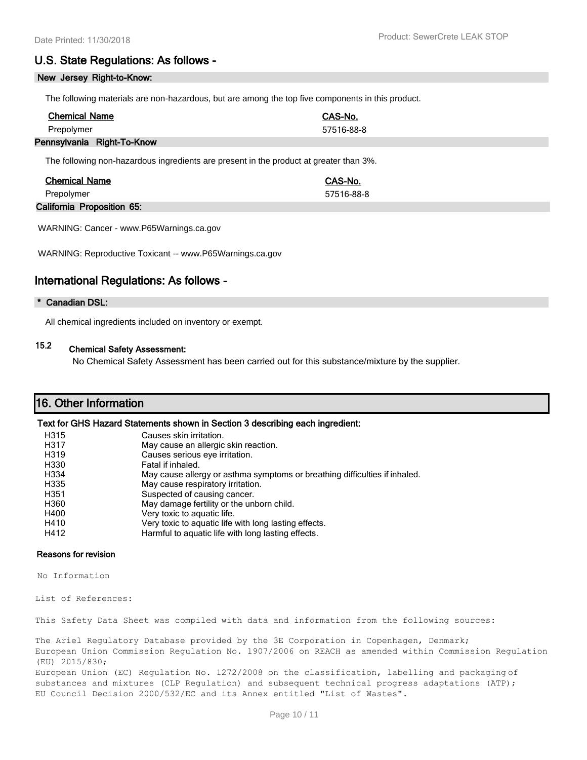## U.S. State Regulations: As follows -

**New Jersey Right-to-Know:**

The following materials are non-hazardous, but are among the top five components in this product.

| Chemical Name | CAS-No. |
|---|---|
| Prepolymer | 57516-88-8 |

**Pennsylvania Right-To-Know**

The following non-hazardous ingredients are present in the product at greater than 3%.

| Chemical Name | CAS-No. |
|---|---|
| Prepolymer | 57516-88-8 |

**California Proposition 65:**

WARNING: Cancer - www.P65Warnings.ca.gov

WARNING: Reproductive Toxicant -- www.P65Warnings.ca.gov

## International Regulations: As follows -

**\* Canadian DSL:**

All chemical ingredients included on inventory or exempt.

**15.2 Chemical Safety Assessment:**

No Chemical Safety Assessment has been carried out for this substance/mixture by the supplier.

## 16. Other Information

**Text for GHS Hazard Statements shown in Section 3 describing each ingredient:**

| | |
|---|---|
| H315 | Causes skin irritation. |
| H317 | May cause an allergic skin reaction. |
| H319 | Causes serious eye irritation. |
| H330 | Fatal if inhaled. |
| H334 | May cause allergy or asthma symptoms or breathing difficulties if inhaled. |
| H335 | May cause respiratory irritation. |
| H351 | Suspected of causing cancer. |
| H360 | May damage fertility or the unborn child. |
| H400 | Very toxic to aquatic life. |
| H410 | Very toxic to aquatic life with long lasting effects. |
| H412 | Harmful to aquatic life with long lasting effects. |

**Reasons for revision**

No Information

List of References:

This Safety Data Sheet was compiled with data and information from the following sources:

The Ariel Regulatory Database provided by the 3E Corporation in Copenhagen, Denmark;
European Union Commission Regulation No. 1907/2006 on REACH as amended within Commission Regulation (EU) 2015/830;
European Union (EC) Regulation No. 1272/2008 on the classification, labelling and packaging of substances and mixtures (CLP Regulation) and subsequent technical progress adaptations (ATP);
EU Council Decision 2000/532/EC and its Annex entitled "List of Wastes".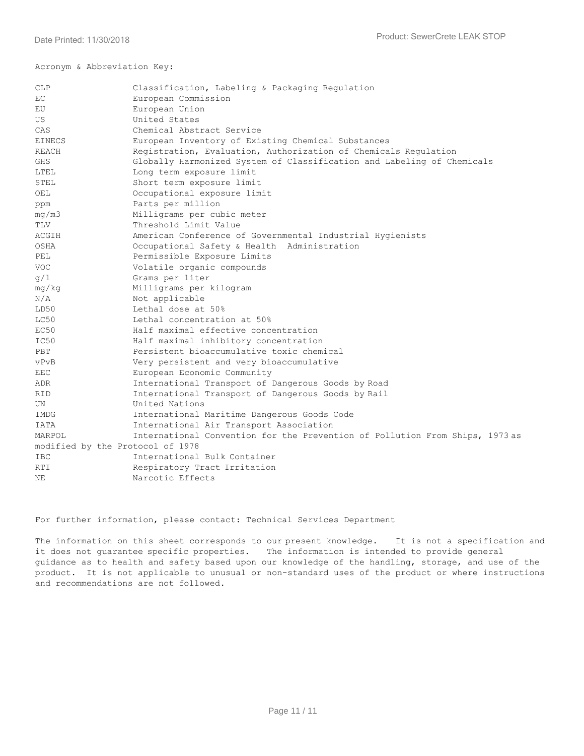Acronym & Abbreviation Key:

| | |
|---|---|
| CLP | Classification, Labeling & Packaging Regulation |
| EC | European Commission |
| EU | European Union |
| US | United States |
| CAS | Chemical Abstract Service |
| EINECS | European Inventory of Existing Chemical Substances |
| REACH | Registration, Evaluation, Authorization of Chemicals Regulation |
| GHS | Globally Harmonized System of Classification and Labeling of Chemicals |
| LTEL | Long term exposure limit |
| STEL | Short term exposure limit |
| OEL | Occupational exposure limit |
| ppm | Parts per million |
| mg/m3 | Milligrams per cubic meter |
| TLV | Threshold Limit Value |
| ACGIH | American Conference of Governmental Industrial Hygienists |
| OSHA | Occupational Safety & Health Administration |
| PEL | Permissible Exposure Limits |
| VOC | Volatile organic compounds |
| g/l | Grams per liter |
| mg/kg | Milligrams per kilogram |
| N/A | Not applicable |
| LD50 | Lethal dose at 50% |
| LC50 | Lethal concentration at 50% |
| EC50 | Half maximal effective concentration |
| IC50 | Half maximal inhibitory concentration |
| PBT | Persistent bioaccumulative toxic chemical |
| vPvB | Very persistent and very bioaccumulative |
| EEC | European Economic Community |
| ADR | International Transport of Dangerous Goods by Road |
| RID | International Transport of Dangerous Goods by Rail |
| UN | United Nations |
| IMDG | International Maritime Dangerous Goods Code |
| IATA | International Air Transport Association |
| MARPOL | International Convention for the Prevention of Pollution From Ships, 1973 as modified by the Protocol of 1978 |
| IBC | International Bulk Container |
| RTI | Respiratory Tract Irritation |
| NE | Narcotic Effects |

For further information, please contact: Technical Services Department

The information on this sheet corresponds to our present knowledge. It is not a specification and it does not guarantee specific properties. The information is intended to provide general guidance as to health and safety based upon our knowledge of the handling, storage, and use of the product. It is not applicable to unusual or non-standard uses of the product or where instructions and recommendations are not followed.